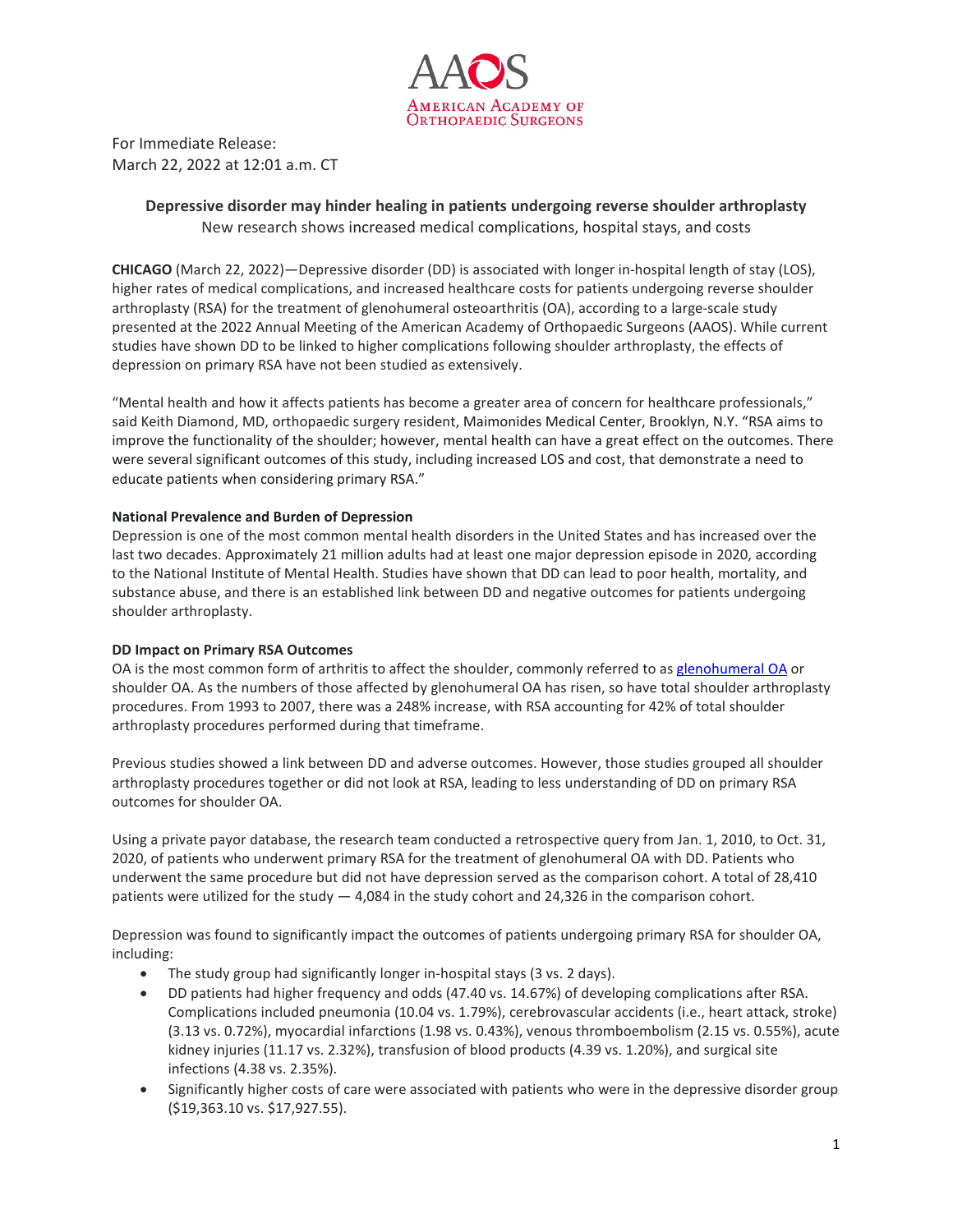AAOS
AMERICAN ACADEMY OF ORTHOPAEDIC SURGEONS

For Immediate Release:
March 22, 2022 at 12:01 a.m. CT

## Depressive disorder may hinder healing in patients undergoing reverse shoulder arthroplasty

New research shows increased medical complications, hospital stays, and costs

**CHICAGO** (March 22, 2022)—Depressive disorder (DD) is associated with longer in-hospital length of stay (LOS), higher rates of medical complications, and increased healthcare costs for patients undergoing reverse shoulder arthroplasty (RSA) for the treatment of glenohumeral osteoarthritis (OA), according to a large-scale study presented at the 2022 Annual Meeting of the American Academy of Orthopaedic Surgeons (AAOS). While current studies have shown DD to be linked to higher complications following shoulder arthroplasty, the effects of depression on primary RSA have not been studied as extensively.

"Mental health and how it affects patients has become a greater area of concern for healthcare professionals," said Keith Diamond, MD, orthopaedic surgery resident, Maimonides Medical Center, Brooklyn, N.Y. "RSA aims to improve the functionality of the shoulder; however, mental health can have a great effect on the outcomes. There were several significant outcomes of this study, including increased LOS and cost, that demonstrate a need to educate patients when considering primary RSA."

**National Prevalence and Burden of Depression**

Depression is one of the most common mental health disorders in the United States and has increased over the last two decades. Approximately 21 million adults had at least one major depression episode in 2020, according to the National Institute of Mental Health. Studies have shown that DD can lead to poor health, mortality, and substance abuse, and there is an established link between DD and negative outcomes for patients undergoing shoulder arthroplasty.

**DD Impact on Primary RSA Outcomes**

OA is the most common form of arthritis to affect the shoulder, commonly referred to as glenohumeral OA or shoulder OA. As the numbers of those affected by glenohumeral OA has risen, so have total shoulder arthroplasty procedures. From 1993 to 2007, there was a 248% increase, with RSA accounting for 42% of total shoulder arthroplasty procedures performed during that timeframe.

Previous studies showed a link between DD and adverse outcomes. However, those studies grouped all shoulder arthroplasty procedures together or did not look at RSA, leading to less understanding of DD on primary RSA outcomes for shoulder OA.

Using a private payor database, the research team conducted a retrospective query from Jan. 1, 2010, to Oct. 31, 2020, of patients who underwent primary RSA for the treatment of glenohumeral OA with DD. Patients who underwent the same procedure but did not have depression served as the comparison cohort. A total of 28,410 patients were utilized for the study — 4,084 in the study cohort and 24,326 in the comparison cohort.

Depression was found to significantly impact the outcomes of patients undergoing primary RSA for shoulder OA, including:

- The study group had significantly longer in-hospital stays (3 vs. 2 days).
- DD patients had higher frequency and odds (47.40 vs. 14.67%) of developing complications after RSA. Complications included pneumonia (10.04 vs. 1.79%), cerebrovascular accidents (i.e., heart attack, stroke) (3.13 vs. 0.72%), myocardial infarctions (1.98 vs. 0.43%), venous thromboembolism (2.15 vs. 0.55%), acute kidney injuries (11.17 vs. 2.32%), transfusion of blood products (4.39 vs. 1.20%), and surgical site infections (4.38 vs. 2.35%).
- Significantly higher costs of care were associated with patients who were in the depressive disorder group ($19,363.10 vs. $17,927.55).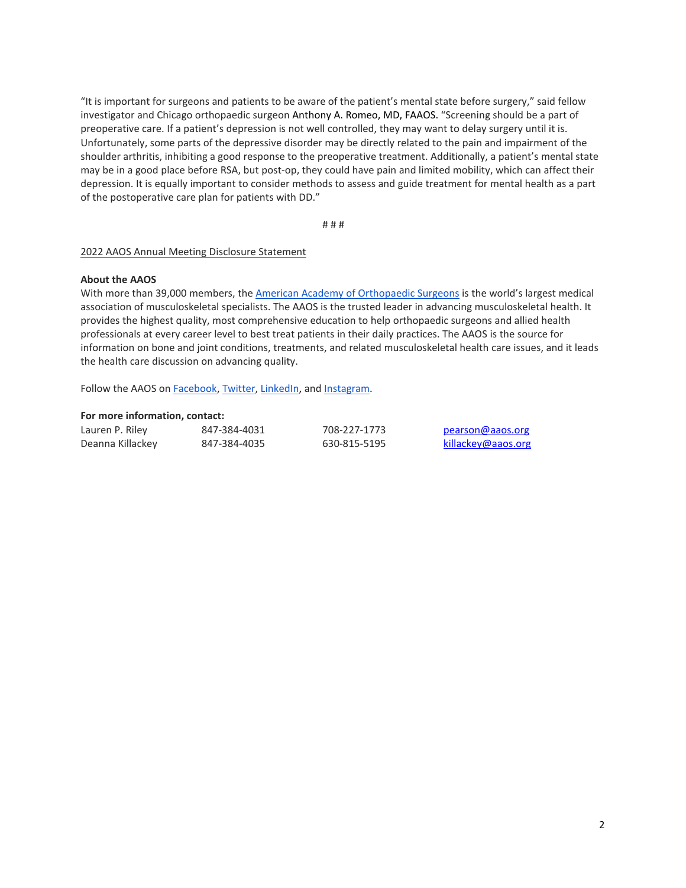"It is important for surgeons and patients to be aware of the patient's mental state before surgery," said fellow investigator and Chicago orthopaedic surgeon Anthony A. Romeo, MD, FAAOS. "Screening should be a part of preoperative care. If a patient's depression is not well controlled, they may want to delay surgery until it is. Unfortunately, some parts of the depressive disorder may be directly related to the pain and impairment of the shoulder arthritis, inhibiting a good response to the preoperative treatment. Additionally, a patient's mental state may be in a good place before RSA, but post-op, they could have pain and limited mobility, which can affect their depression. It is equally important to consider methods to assess and guide treatment for mental health as a part of the postoperative care plan for patients with DD."

# # #

2022 AAOS Annual Meeting Disclosure Statement

**About the AAOS**
With more than 39,000 members, the American Academy of Orthopaedic Surgeons is the world's largest medical association of musculoskeletal specialists. The AAOS is the trusted leader in advancing musculoskeletal health. It provides the highest quality, most comprehensive education to help orthopaedic surgeons and allied health professionals at every career level to best treat patients in their daily practices. The AAOS is the source for information on bone and joint conditions, treatments, and related musculoskeletal health care issues, and it leads the health care discussion on advancing quality.

Follow the AAOS on Facebook, Twitter, LinkedIn, and Instagram.

**For more information, contact:**

| | | | |
|---|---|---|---|
| Lauren P. Riley | 847-384-4031 | 708-227-1773 | pearson@aaos.org |
| Deanna Killackey | 847-384-4035 | 630-815-5195 | killackey@aaos.org |